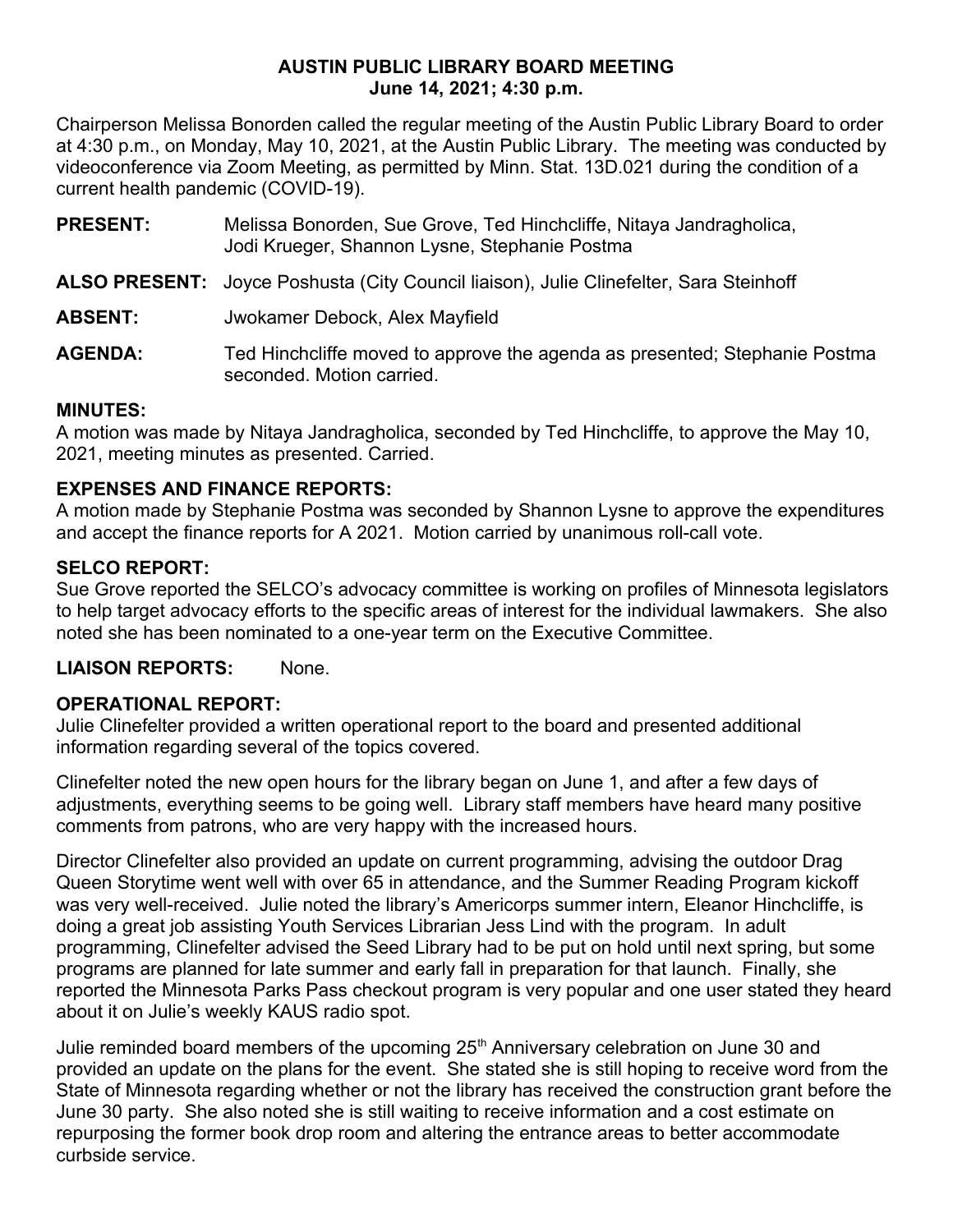# AUSTIN PUBLIC LIBRARY BOARD MEETING
## June 14, 2021; 4:30 p.m.

Chairperson Melissa Bonorden called the regular meeting of the Austin Public Library Board to order at 4:30 p.m., on Monday, May 10, 2021, at the Austin Public Library. The meeting was conducted by videoconference via Zoom Meeting, as permitted by Minn. Stat. 13D.021 during the condition of a current health pandemic (COVID-19).

**PRESENT:** Melissa Bonorden, Sue Grove, Ted Hinchcliffe, Nitaya Jandragholica, Jodi Krueger, Shannon Lysne, Stephanie Postma

**ALSO PRESENT:** Joyce Poshusta (City Council liaison), Julie Clinefelter, Sara Steinhoff

**ABSENT:** Jwokamer Debock, Alex Mayfield

**AGENDA:** Ted Hinchcliffe moved to approve the agenda as presented; Stephanie Postma seconded. Motion carried.

### MINUTES:

A motion was made by Nitaya Jandragholica, seconded by Ted Hinchcliffe, to approve the May 10, 2021, meeting minutes as presented. Carried.

### EXPENSES AND FINANCE REPORTS:

A motion made by Stephanie Postma was seconded by Shannon Lysne to approve the expenditures and accept the finance reports for A 2021. Motion carried by unanimous roll-call vote.

### SELCO REPORT:

Sue Grove reported the SELCO's advocacy committee is working on profiles of Minnesota legislators to help target advocacy efforts to the specific areas of interest for the individual lawmakers. She also noted she has been nominated to a one-year term on the Executive Committee.

**LIAISON REPORTS:** None.

### OPERATIONAL REPORT:

Julie Clinefelter provided a written operational report to the board and presented additional information regarding several of the topics covered.

Clinefelter noted the new open hours for the library began on June 1, and after a few days of adjustments, everything seems to be going well. Library staff members have heard many positive comments from patrons, who are very happy with the increased hours.

Director Clinefelter also provided an update on current programming, advising the outdoor Drag Queen Storytime went well with over 65 in attendance, and the Summer Reading Program kickoff was very well-received. Julie noted the library's Americorps summer intern, Eleanor Hinchcliffe, is doing a great job assisting Youth Services Librarian Jess Lind with the program. In adult programming, Clinefelter advised the Seed Library had to be put on hold until next spring, but some programs are planned for late summer and early fall in preparation for that launch. Finally, she reported the Minnesota Parks Pass checkout program is very popular and one user stated they heard about it on Julie's weekly KAUS radio spot.

Julie reminded board members of the upcoming 25th Anniversary celebration on June 30 and provided an update on the plans for the event. She stated she is still hoping to receive word from the State of Minnesota regarding whether or not the library has received the construction grant before the June 30 party. She also noted she is still waiting to receive information and a cost estimate on repurposing the former book drop room and altering the entrance areas to better accommodate curbside service.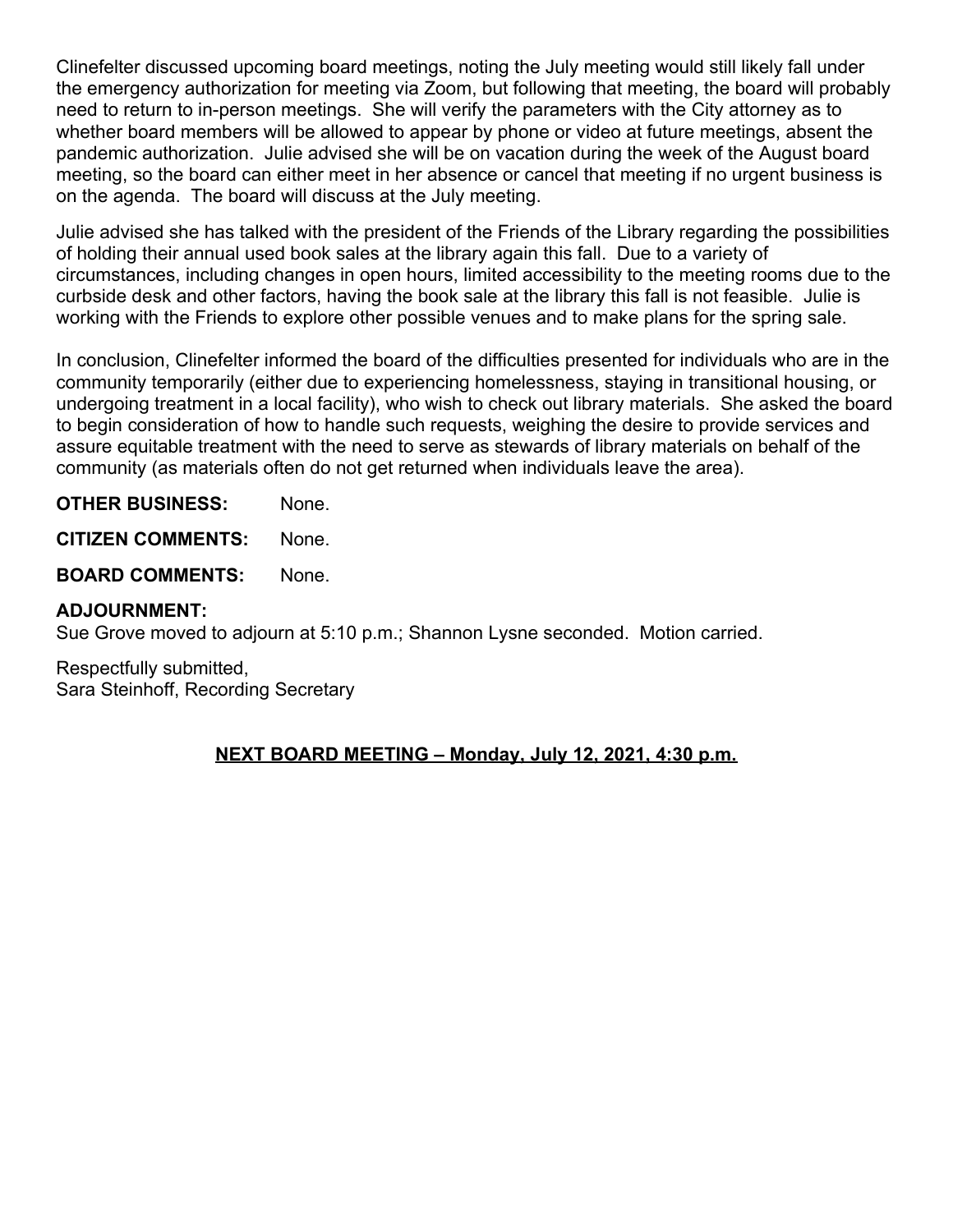Clinefelter discussed upcoming board meetings, noting the July meeting would still likely fall under the emergency authorization for meeting via Zoom, but following that meeting, the board will probably need to return to in-person meetings. She will verify the parameters with the City attorney as to whether board members will be allowed to appear by phone or video at future meetings, absent the pandemic authorization. Julie advised she will be on vacation during the week of the August board meeting, so the board can either meet in her absence or cancel that meeting if no urgent business is on the agenda. The board will discuss at the July meeting.

Julie advised she has talked with the president of the Friends of the Library regarding the possibilities of holding their annual used book sales at the library again this fall. Due to a variety of circumstances, including changes in open hours, limited accessibility to the meeting rooms due to the curbside desk and other factors, having the book sale at the library this fall is not feasible. Julie is working with the Friends to explore other possible venues and to make plans for the spring sale.

In conclusion, Clinefelter informed the board of the difficulties presented for individuals who are in the community temporarily (either due to experiencing homelessness, staying in transitional housing, or undergoing treatment in a local facility), who wish to check out library materials. She asked the board to begin consideration of how to handle such requests, weighing the desire to provide services and assure equitable treatment with the need to serve as stewards of library materials on behalf of the community (as materials often do not get returned when individuals leave the area).

**OTHER BUSINESS:** None.

**CITIZEN COMMENTS:** None.

**BOARD COMMENTS:** None.

**ADJOURNMENT:**
Sue Grove moved to adjourn at 5:10 p.m.; Shannon Lysne seconded. Motion carried.

Respectfully submitted,
Sara Steinhoff, Recording Secretary

**NEXT BOARD MEETING – Monday, July 12, 2021, 4:30 p.m.**